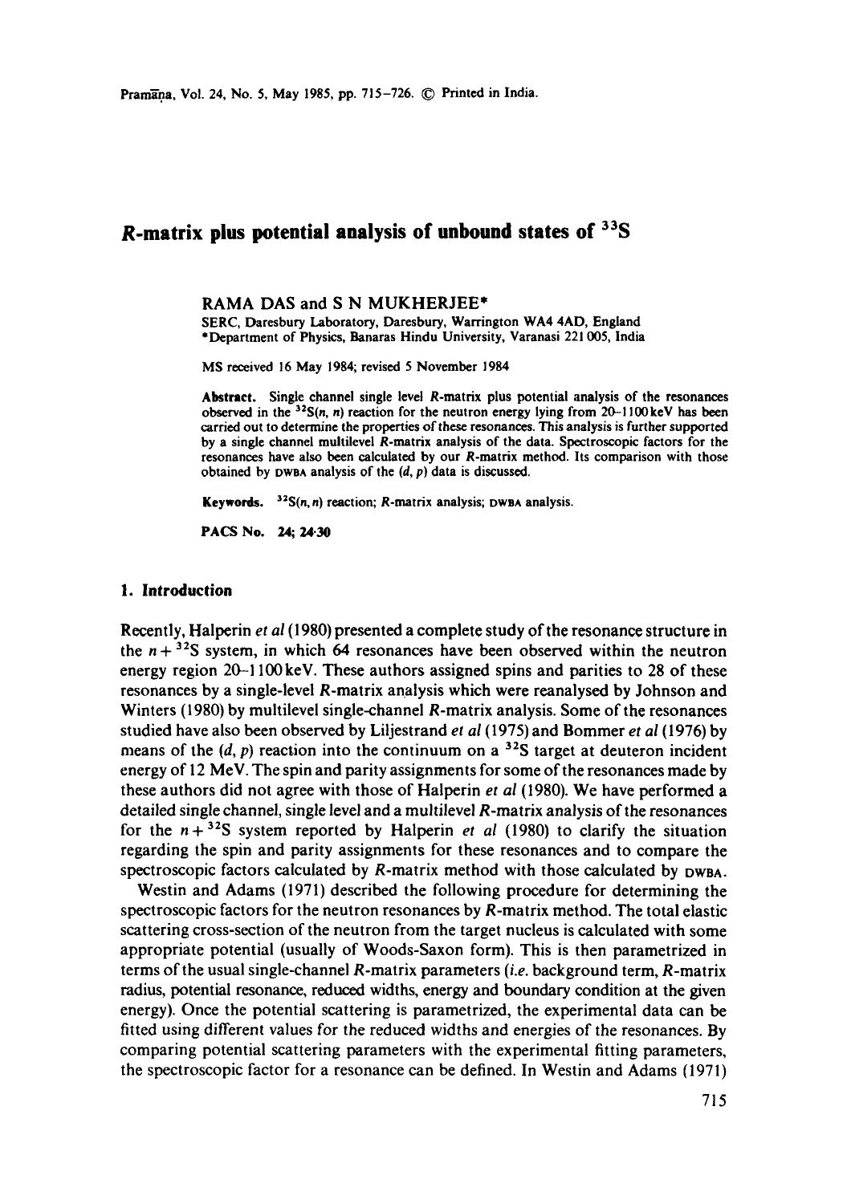# R-matrix plus potential analysis of unbound states of $^{33}$S

RAMA DAS and S N MUKHERJEE*

SERC, Daresbury Laboratory, Daresbury, Warrington WA4 4AD, England
*Department of Physics, Banaras Hindu University, Varanasi 221 005, India

MS received 16 May 1984; revised 5 November 1984

**Abstract.** Single channel single level *R*-matrix plus potential analysis of the resonances observed in the $^{32}$S$(n, n)$ reaction for the neutron energy lying from 20–1100 keV has been carried out to determine the properties of these resonances. This analysis is further supported by a single channel multilevel *R*-matrix analysis of the data. Spectroscopic factors for the resonances have also been calculated by our *R*-matrix method. Its comparison with those obtained by DWBA analysis of the $(d, p)$ data is discussed.

**Keywords.** $^{32}$S$(n, n)$ reaction; *R*-matrix analysis; DWBA analysis.

**PACS No.** 24; 24·30

## 1. Introduction

Recently, Halperin *et al* (1980) presented a complete study of the resonance structure in the $n + {}^{32}$S system, in which 64 resonances have been observed within the neutron energy region 20–1100 keV. These authors assigned spins and parities to 28 of these resonances by a single-level *R*-matrix analysis which were reanalysed by Johnson and Winters (1980) by multilevel single-channel *R*-matrix analysis. Some of the resonances studied have also been observed by Liljestrand *et al* (1975) and Bommer *et al* (1976) by means of the $(d, p)$ reaction into the continuum on a $^{32}$S target at deuteron incident energy of 12 MeV. The spin and parity assignments for some of the resonances made by these authors did not agree with those of Halperin *et al* (1980). We have performed a detailed single channel, single level and a multilevel *R*-matrix analysis of the resonances for the $n + {}^{32}$S system reported by Halperin *et al* (1980) to clarify the situation regarding the spin and parity assignments for these resonances and to compare the spectroscopic factors calculated by *R*-matrix method with those calculated by DWBA.

Westin and Adams (1971) described the following procedure for determining the spectroscopic factors for the neutron resonances by *R*-matrix method. The total elastic scattering cross-section of the neutron from the target nucleus is calculated with some appropriate potential (usually of Woods-Saxon form). This is then parametrized in terms of the usual single-channel *R*-matrix parameters (*i.e.* background term, *R*-matrix radius, potential resonance, reduced widths, energy and boundary condition at the given energy). Once the potential scattering is parametrized, the experimental data can be fitted using different values for the reduced widths and energies of the resonances. By comparing potential scattering parameters with the experimental fitting parameters, the spectroscopic factor for a resonance can be defined. In Westin and Adams (1971)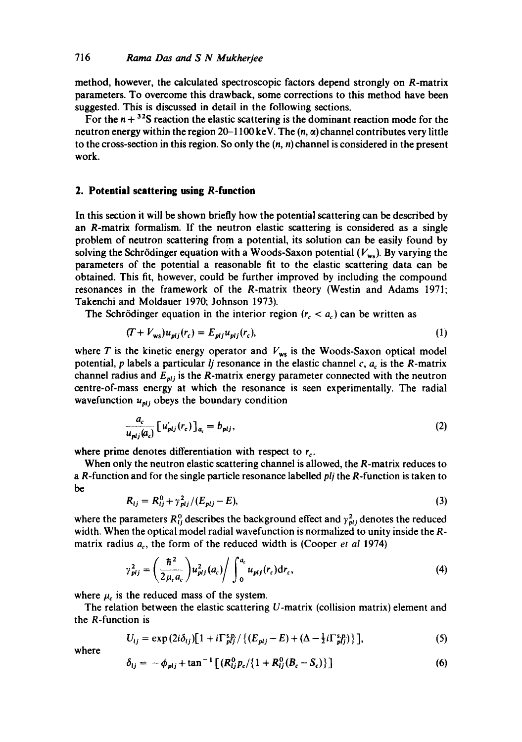method, however, the calculated spectroscopic factors depend strongly on $R$-matrix parameters. To overcome this drawback, some corrections to this method have been suggested. This is discussed in detail in the following sections.

For the $n + {}^{32}S$ reaction the elastic scattering is the dominant reaction mode for the neutron energy within the region 20–1100 keV. The $(n, \alpha)$ channel contributes very little to the cross-section in this region. So only the $(n, n)$ channel is considered in the present work.

## 2. Potential scattering using R-function

In this section it will be shown briefly how the potential scattering can be described by an $R$-matrix formalism. If the neutron elastic scattering is considered as a single problem of neutron scattering from a potential, its solution can be easily found by solving the Schrödinger equation with a Woods-Saxon potential ($V_{ws}$). By varying the parameters of the potential a reasonable fit to the elastic scattering data can be obtained. This fit, however, could be further improved by including the compound resonances in the framework of the $R$-matrix theory (Westin and Adams 1971; Takenchi and Moldauer 1970; Johnson 1973).

The Schrödinger equation in the interior region ($r_c < a_c$) can be written as

$$(T + V_{ws})u_{plj}(r_c) = E_{plj}u_{plj}(r_c), \tag{1}$$

where $T$ is the kinetic energy operator and $V_{ws}$ is the Woods-Saxon optical model potential, $p$ labels a particular $lj$ resonance in the elastic channel $c$, $a_c$ is the $R$-matrix channel radius and $E_{plj}$ is the $R$-matrix energy parameter connected with the neutron centre-of-mass energy at which the resonance is seen experimentally. The radial wavefunction $u_{plj}$ obeys the boundary condition

$$\frac{a_c}{u_{plj}(a_c)}\left[u'_{plj}(r_c)\right]_{a_c} = b_{plj}, \tag{2}$$

where prime denotes differentiation with respect to $r_c$.

When only the neutron elastic scattering channel is allowed, the $R$-matrix reduces to a $R$-function and for the single particle resonance labelled $plj$ the $R$-function is taken to be

$$R_{lj} = R^0_{lj} + \gamma^2_{plj}/(E_{plj} - E), \tag{3}$$

where the parameters $R^0_{lj}$ describes the background effect and $\gamma^2_{plj}$ denotes the reduced width. When the optical model radial wavefunction is normalized to unity inside the $R$-matrix radius $a_c$, the form of the reduced width is (Cooper *et al* 1974)

$$\gamma^2_{plj} = \left(\frac{\hbar^2}{2\mu_c a_c}\right)u^2_{plj}(a_c)\Big/\int_0^{a_c} u_{plj}(r_c)\mathrm{d}r_c, \tag{4}$$

where $\mu_c$ is the reduced mass of the system.

The relation between the elastic scattering $U$-matrix (collision matrix) element and the $R$-function is

$$U_{lj} = \exp(2i\delta_{lj})[1 + i\Gamma^{s.p.}_{plj}/\{(E_{plj} - E) + (\Delta - \tfrac{1}{2}i\Gamma^{s.p.}_{plj})\}], \tag{5}$$

where

$$\delta_{lj} = -\phi_{plj} + \tan^{-1}[(R^0_{lj}P_c/\{1 + R^0_{lj}(B_c - S_c)\}] \tag{6}$$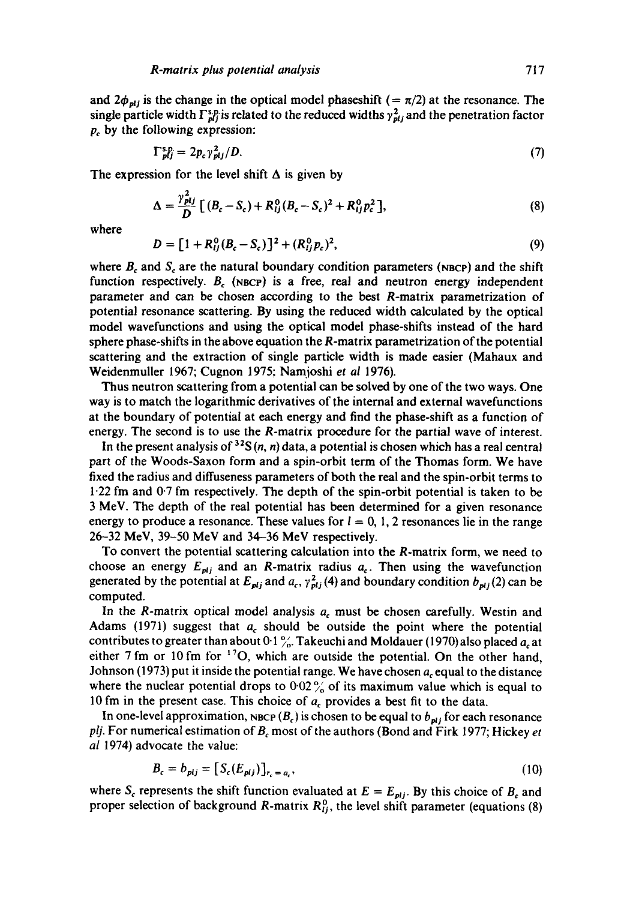and $2\phi_{plj}$ is the change in the optical model phaseshift ($= \pi/2$) at the resonance. The single particle width $\Gamma^{s.p.}_{plj}$ is related to the reduced widths $\gamma^2_{plj}$ and the penetration factor $p_c$ by the following expression:

$$\Gamma^{s.p.}_{plj} = 2p_c\gamma^2_{plj}/D. \tag{7}$$

The expression for the level shift $\Delta$ is given by

$$\Delta = \frac{\gamma^2_{plj}}{D}\left[(B_c - S_c) + R^0_{lj}(B_c - S_c)^2 + R^0_{lj}p_c^2\right], \tag{8}$$

where

$$D = [1 + R^0_{lj}(B_c - S_c)]^2 + (R^0_{lj}p_c)^2, \tag{9}$$

where $B_c$ and $S_c$ are the natural boundary condition parameters (NBCP) and the shift function respectively. $B_c$ (NBCP) is a free, real and neutron energy independent parameter and can be chosen according to the best $R$-matrix parametrization of potential resonance scattering. By using the reduced width calculated by the optical model wavefunctions and using the optical model phase-shifts instead of the hard sphere phase-shifts in the above equation the $R$-matrix parametrization of the potential scattering and the extraction of single particle width is made easier (Mahaux and Weidenmuller 1967; Cugnon 1975; Namjoshi *et al* 1976).

Thus neutron scattering from a potential can be solved by one of the two ways. One way is to match the logarithmic derivatives of the internal and external wavefunctions at the boundary of potential at each energy and find the phase-shift as a function of energy. The second is to use the $R$-matrix procedure for the partial wave of interest.

In the present analysis of $^{32}S(n, n)$ data, a potential is chosen which has a real central part of the Woods-Saxon form and a spin-orbit term of the Thomas form. We have fixed the radius and diffuseness parameters of both the real and the spin-orbit terms to 1·22 fm and 0·7 fm respectively. The depth of the spin-orbit potential is taken to be 3 MeV. The depth of the real potential has been determined for a given resonance energy to produce a resonance. These values for $l = 0, 1, 2$ resonances lie in the range 26–32 MeV, 39–50 MeV and 34–36 MeV respectively.

To convert the potential scattering calculation into the $R$-matrix form, we need to choose an energy $E_{plj}$ and an $R$-matrix radius $a_c$. Then using the wavefunction generated by the potential at $E_{plj}$ and $a_c$, $\gamma^2_{plj}$ (4) and boundary condition $b_{plj}$ (2) can be computed.

In the $R$-matrix optical model analysis $a_c$ must be chosen carefully. Westin and Adams (1971) suggest that $a_c$ should be outside the point where the potential contributes to greater than about 0·1 %. Takeuchi and Moldauer (1970) also placed $a_c$ at either 7 fm or 10 fm for $^{17}O$, which are outside the potential. On the other hand, Johnson (1973) put it inside the potential range. We have chosen $a_c$ equal to the distance where the nuclear potential drops to 0·02 % of its maximum value which is equal to 10 fm in the present case. This choice of $a_c$ provides a best fit to the data.

In one-level approximation, NBCP ($B_c$) is chosen to be equal to $b_{plj}$ for each resonance $plj$. For numerical estimation of $B_c$ most of the authors (Bond and Firk 1977; Hickey *et al* 1974) advocate the value:

$$B_c = b_{plj} = [S_c(E_{plj})]_{r_c = a_c}, \tag{10}$$

where $S_c$ represents the shift function evaluated at $E = E_{plj}$. By this choice of $B_c$ and proper selection of background $R$-matrix $R^0_{lj}$, the level shift parameter (equations (8)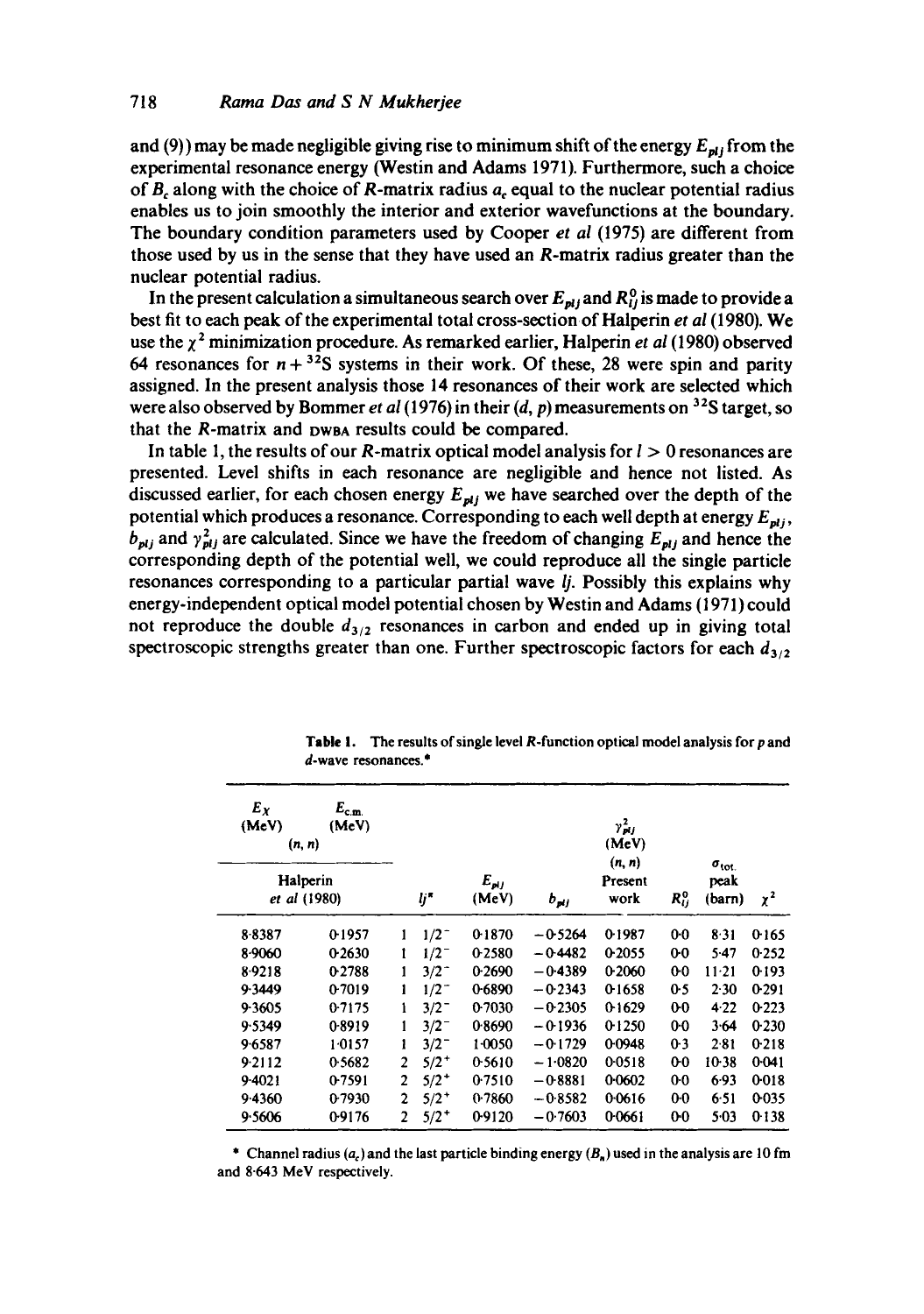and (9)) may be made negligible giving rise to minimum shift of the energy $E_{plj}$ from the experimental resonance energy (Westin and Adams 1971). Furthermore, such a choice of $B_c$ along with the choice of $R$-matrix radius $a_c$ equal to the nuclear potential radius enables us to join smoothly the interior and exterior wavefunctions at the boundary. The boundary condition parameters used by Cooper *et al* (1975) are different from those used by us in the sense that they have used an $R$-matrix radius greater than the nuclear potential radius.

In the present calculation a simultaneous search over $E_{plj}$ and $R^0_{lj}$ is made to provide a best fit to each peak of the experimental total cross-section of Halperin *et al* (1980). We use the $\chi^2$ minimization procedure. As remarked earlier, Halperin *et al* (1980) observed 64 resonances for $n + {}^{32}S$ systems in their work. Of these, 28 were spin and parity assigned. In the present analysis those 14 resonances of their work are selected which were also observed by Bommer *et al* (1976) in their $(d, p)$ measurements on ${}^{32}S$ target, so that the $R$-matrix and DWBA results could be compared.

In table 1, the results of our $R$-matrix optical model analysis for $l > 0$ resonances are presented. Level shifts in each resonance are negligible and hence not listed. As discussed earlier, for each chosen energy $E_{plj}$ we have searched over the depth of the potential which produces a resonance. Corresponding to each well depth at energy $E_{plj}$, $b_{plj}$ and $\gamma^2_{plj}$ are calculated. Since we have the freedom of changing $E_{plj}$ and hence the corresponding depth of the potential well, we could reproduce all the single particle resonances corresponding to a particular partial wave $lj$. Possibly this explains why energy-independent optical model potential chosen by Westin and Adams (1971) could not reproduce the double $d_{3/2}$ resonances in carbon and ended up in giving total spectroscopic strengths greater than one. Further spectroscopic factors for each $d_{3/2}$

**Table 1.** The results of single level $R$-function optical model analysis for $p$ and $d$-wave resonances.*

| $E_X$ (MeV) $(n, n)$ Halperin *et al* (1980) | $E_{c.m.}$ (MeV) | $l$ | $j^\pi$ | $E_{plj}$ (MeV) | $b_{plj}$ | $\gamma^2_{plj}$ (MeV) $(n, n)$ Present work | $R^0_{lj}$ | $\sigma_{tot.}$ peak (barn) | $\chi^2$ |
|---|---|---|---|---|---|---|---|---|---|
| 8·8387 | 0·1957 | 1 | $1/2^-$ | 0·1870 | −0·5264 | 0·1987 | 0·0 | 8·31 | 0·165 |
| 8·9060 | 0·2630 | 1 | $1/2^-$ | 0·2580 | −0·4482 | 0·2055 | 0·0 | 5·47 | 0·252 |
| 8·9218 | 0·2788 | 1 | $3/2^-$ | 0·2690 | −0·4389 | 0·2060 | 0·0 | 11·21 | 0·193 |
| 9·3449 | 0·7019 | 1 | $1/2^-$ | 0·6890 | −0·2343 | 0·1658 | 0·5 | 2·30 | 0·291 |
| 9·3605 | 0·7175 | 1 | $3/2^-$ | 0·7030 | −0·2305 | 0·1629 | 0·0 | 4·22 | 0·223 |
| 9·5349 | 0·8919 | 1 | $3/2^-$ | 0·8690 | −0·1936 | 0·1250 | 0·0 | 3·64 | 0·230 |
| 9·6587 | 1·0157 | 1 | $3/2^-$ | 1·0050 | −0·1729 | 0·0948 | 0·3 | 2·81 | 0·218 |
| 9·2112 | 0·5682 | 2 | $5/2^+$ | 0·5610 | −1·0820 | 0·0518 | 0·0 | 10·38 | 0·041 |
| 9·4021 | 0·7591 | 2 | $5/2^+$ | 0·7510 | −0·8881 | 0·0602 | 0·0 | 6·93 | 0·018 |
| 9·4360 | 0·7930 | 2 | $5/2^+$ | 0·7860 | −0·8582 | 0·0616 | 0·0 | 6·51 | 0·035 |
| 9·5606 | 0·9176 | 2 | $5/2^+$ | 0·9120 | −0·7603 | 0·0661 | 0·0 | 5·03 | 0·138 |

\* Channel radius ($a_c$) and the last particle binding energy ($B_n$) used in the analysis are 10 fm and 8·643 MeV respectively.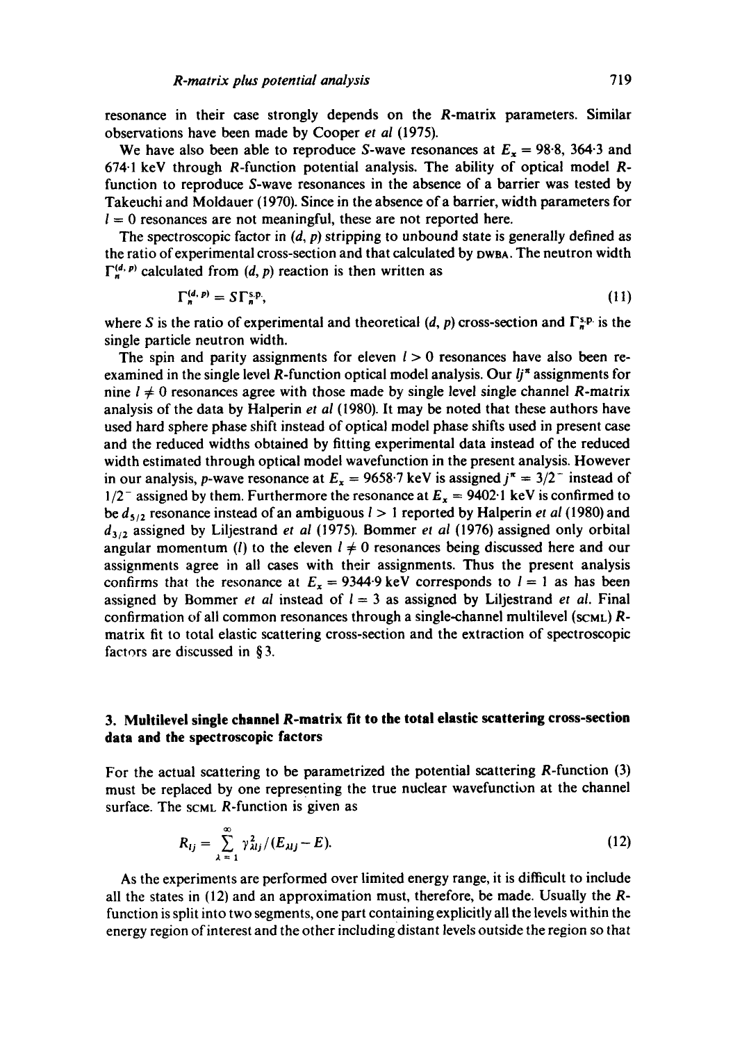resonance in their case strongly depends on the $R$-matrix parameters. Similar observations have been made by Cooper *et al* (1975).

We have also been able to reproduce $S$-wave resonances at $E_x = 98{\cdot}8$, $364{\cdot}3$ and $674{\cdot}1$ keV through $R$-function potential analysis. The ability of optical model $R$-function to reproduce $S$-wave resonances in the absence of a barrier was tested by Takeuchi and Moldauer (1970). Since in the absence of a barrier, width parameters for $l = 0$ resonances are not meaningful, these are not reported here.

The spectroscopic factor in $(d, p)$ stripping to unbound state is generally defined as the ratio of experimental cross-section and that calculated by DWBA. The neutron width $\Gamma_n^{(d,p)}$ calculated from $(d, p)$ reaction is then written as

$$\Gamma_n^{(d,p)} = S\Gamma_n^{\text{s.p.}}, \tag{11}$$

where $S$ is the ratio of experimental and theoretical $(d, p)$ cross-section and $\Gamma_n^{\text{s.p.}}$ is the single particle neutron width.

The spin and parity assignments for eleven $l > 0$ resonances have also been re-examined in the single level $R$-function optical model analysis. Our $lj^\pi$ assignments for nine $l \neq 0$ resonances agree with those made by single level single channel $R$-matrix analysis of the data by Halperin *et al* (1980). It may be noted that these authors have used hard sphere phase shift instead of optical model phase shifts used in present case and the reduced widths obtained by fitting experimental data instead of the reduced width estimated through optical model wavefunction in the present analysis. However in our analysis, $p$-wave resonance at $E_x = 9658{\cdot}7$ keV is assigned $j^\pi = 3/2^-$ instead of $1/2^-$ assigned by them. Furthermore the resonance at $E_x = 9402{\cdot}1$ keV is confirmed to be $d_{5/2}$ resonance instead of an ambiguous $l > 1$ reported by Halperin *et al* (1980) and $d_{3/2}$ assigned by Liljestrand *et al* (1975). Bommer *et al* (1976) assigned only orbital angular momentum ($l$) to the eleven $l \neq 0$ resonances being discussed here and our assignments agree in all cases with their assignments. Thus the present analysis confirms that the resonance at $E_x = 9344{\cdot}9$ keV corresponds to $l = 1$ as has been assigned by Bommer *et al* instead of $l = 3$ as assigned by Liljestrand *et al*. Final confirmation of all common resonances through a single-channel multilevel (SCML) $R$-matrix fit to total elastic scattering cross-section and the extraction of spectroscopic factors are discussed in § 3.

## 3. Multilevel single channel R-matrix fit to the total elastic scattering cross-section data and the spectroscopic factors

For the actual scattering to be parametrized the potential scattering $R$-function (3) must be replaced by one representing the true nuclear wavefunction at the channel surface. The SCML $R$-function is given as

$$R_{lj} = \sum_{\lambda=1}^{\infty} \gamma_{\lambda lj}^2 / (E_{\lambda lj} - E). \tag{12}$$

As the experiments are performed over limited energy range, it is difficult to include all the states in (12) and an approximation must, therefore, be made. Usually the $R$-function is split into two segments, one part containing explicitly all the levels within the energy region of interest and the other including distant levels outside the region so that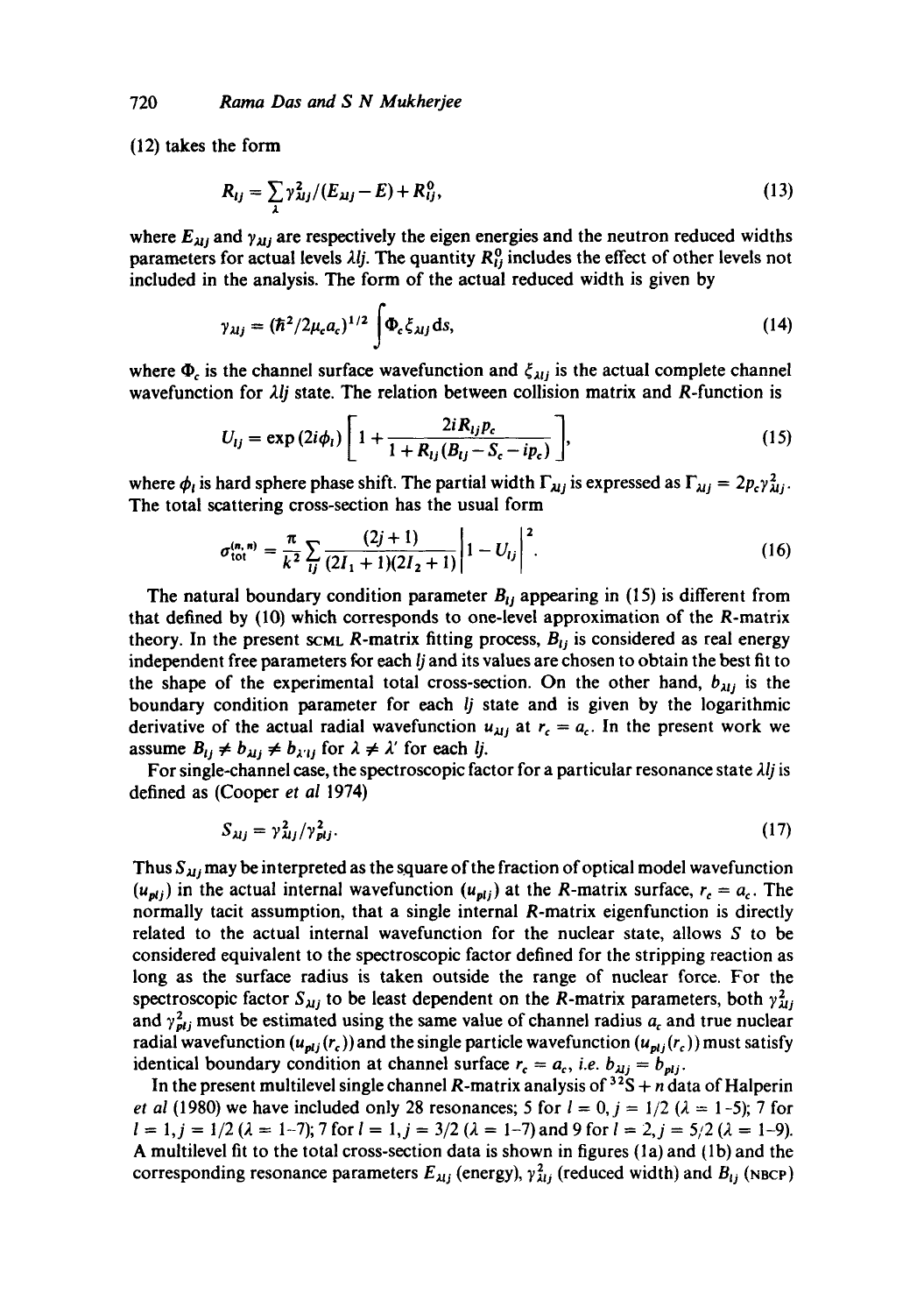(12) takes the form

$$R_{lj} = \sum_{\lambda} \gamma_{\lambda lj}^2/(E_{\lambda lj} - E) + R_{lj}^0, \tag{13}$$

where $E_{\lambda lj}$ and $\gamma_{\lambda lj}$ are respectively the eigen energies and the neutron reduced widths parameters for actual levels $\lambda lj$. The quantity $R_{lj}^0$ includes the effect of other levels not included in the analysis. The form of the actual reduced width is given by

$$\gamma_{\lambda lj} = (\hbar^2/2\mu_c a_c)^{1/2} \int \Phi_c \xi_{\lambda lj} \, ds, \tag{14}$$

where $\Phi_c$ is the channel surface wavefunction and $\xi_{\lambda lj}$ is the actual complete channel wavefunction for $\lambda lj$ state. The relation between collision matrix and $R$-function is

$$U_{lj} = \exp(2i\phi_l) \left[ 1 + \frac{2iR_{lj}p_c}{1 + R_{lj}(B_{lj} - S_c - ip_c)} \right], \tag{15}$$

where $\phi_l$ is hard sphere phase shift. The partial width $\Gamma_{\lambda lj}$ is expressed as $\Gamma_{\lambda lj} = 2p_c\gamma_{\lambda lj}^2$. The total scattering cross-section has the usual form

$$\sigma_{\text{tot}}^{(n,n)} = \frac{\pi}{k^2} \sum_{lj} \frac{(2j+1)}{(2I_1+1)(2I_2+1)} \left| 1 - U_{lj} \right|^2. \tag{16}$$

The natural boundary condition parameter $B_{lj}$ appearing in (15) is different from that defined by (10) which corresponds to one-level approximation of the $R$-matrix theory. In the present SCML $R$-matrix fitting process, $B_{lj}$ is considered as real energy independent free parameters for each $lj$ and its values are chosen to obtain the best fit to the shape of the experimental total cross-section. On the other hand, $b_{\lambda lj}$ is the boundary condition parameter for each $lj$ state and is given by the logarithmic derivative of the actual radial wavefunction $u_{\lambda lj}$ at $r_c = a_c$. In the present work we assume $B_{lj} \neq b_{\lambda lj} \neq b_{\lambda' lj}$ for $\lambda \neq \lambda'$ for each $lj$.

For single-channel case, the spectroscopic factor for a particular resonance state $\lambda lj$ is defined as (Cooper *et al* 1974)

$$S_{\lambda lj} = \gamma_{\lambda lj}^2/\gamma_{plj}^2. \tag{17}$$

Thus $S_{\lambda lj}$ may be interpreted as the square of the fraction of optical model wavefunction ($u_{plj}$) in the actual internal wavefunction ($u_{plj}$) at the $R$-matrix surface, $r_c = a_c$. The normally tacit assumption, that a single internal $R$-matrix eigenfunction is directly related to the actual internal wavefunction for the nuclear state, allows $S$ to be considered equivalent to the spectroscopic factor defined for the stripping reaction as long as the surface radius is taken outside the range of nuclear force. For the spectroscopic factor $S_{\lambda lj}$ to be least dependent on the $R$-matrix parameters, both $\gamma_{\lambda lj}^2$ and $\gamma_{plj}^2$ must be estimated using the same value of channel radius $a_c$ and true nuclear radial wavefunction ($u_{plj}(r_c)$) and the single particle wavefunction ($u_{plj}(r_c)$) must satisfy identical boundary condition at channel surface $r_c = a_c$, *i.e.* $b_{\lambda lj} = b_{plj}$.

In the present multilevel single channel $R$-matrix analysis of $^{32}S + n$ data of Halperin *et al* (1980) we have included only 28 resonances; 5 for $l = 0, j = 1/2$ ($\lambda = 1$-$5$); 7 for $l = 1, j = 1/2$ ($\lambda = 1$-$7$); 7 for $l = 1, j = 3/2$ ($\lambda = 1$-$7$) and 9 for $l = 2, j = 5/2$ ($\lambda = 1$-$9$). A multilevel fit to the total cross-section data is shown in figures (1a) and (1b) and the corresponding resonance parameters $E_{\lambda lj}$ (energy), $\gamma_{\lambda lj}^2$ (reduced width) and $B_{lj}$ (NBCP)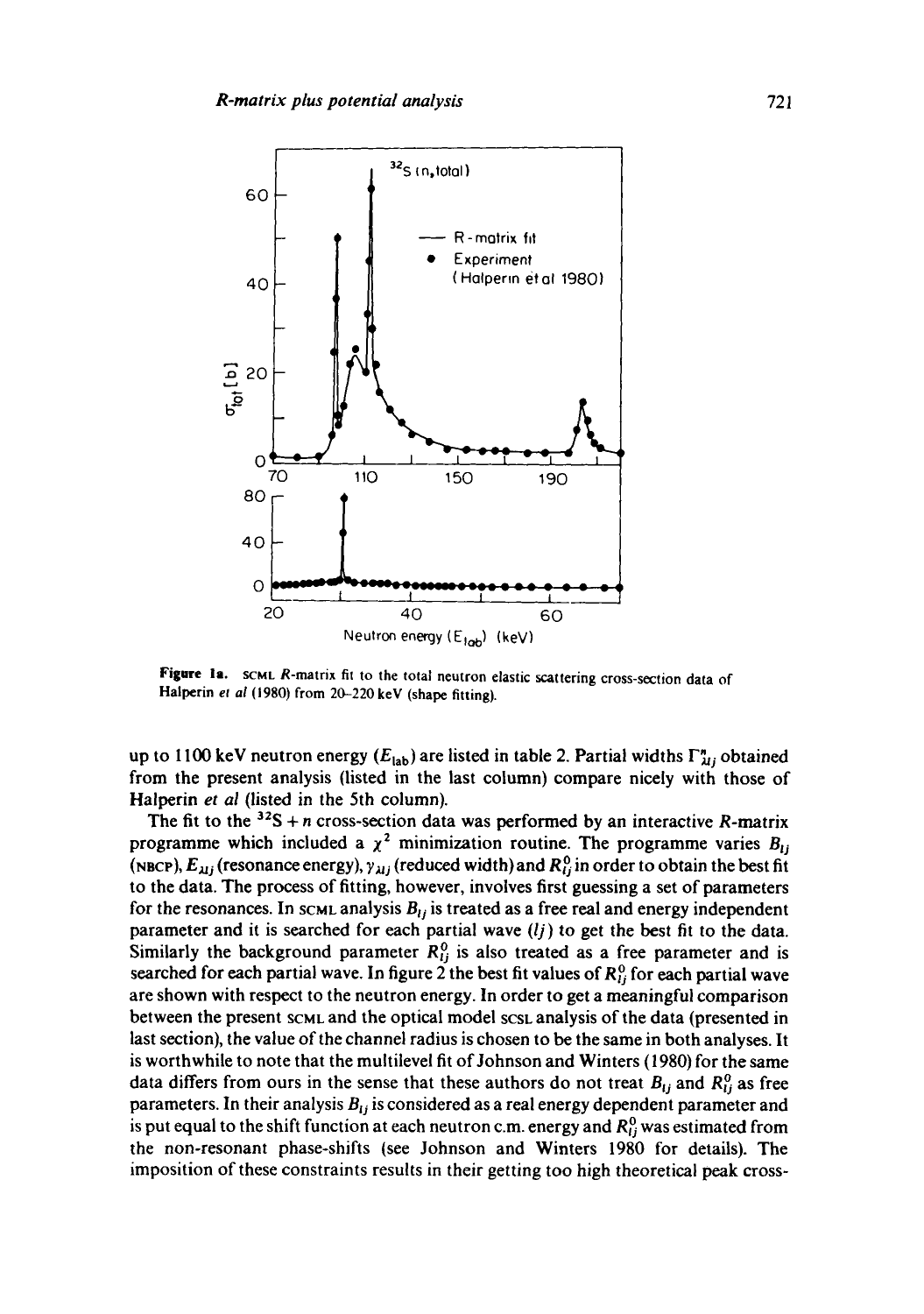$^{32}S$ (n,total)

— R-matrix fit

• Experiment (Halperin et al 1980)

$\sigma_{tot}$ [b]

60

40

20

0

70 110 150 190

80

40

0

20 40 60

Neutron energy ($E_{lab}$) (keV)

**Figure 1a.** SCML $R$-matrix fit to the total neutron elastic scattering cross-section data of Halperin *et al* (1980) from 20–220 keV (shape fitting).

up to 1100 keV neutron energy ($E_{lab}$) are listed in table 2. Partial widths $\Gamma^n_{\lambda lj}$ obtained from the present analysis (listed in the last column) compare nicely with those of Halperin *et al* (listed in the 5th column).

The fit to the $^{32}S + n$ cross-section data was performed by an interactive $R$-matrix programme which included a $\chi^2$ minimization routine. The programme varies $B_{lj}$ (NBCP), $E_{\lambda lj}$ (resonance energy), $\gamma_{\lambda lj}$ (reduced width) and $R^0_{lj}$ in order to obtain the best fit to the data. The process of fitting, however, involves first guessing a set of parameters for the resonances. In SCML analysis $B_{lj}$ is treated as a free real and energy independent parameter and it is searched for each partial wave ($lj$) to get the best fit to the data. Similarly the background parameter $R^0_{lj}$ is also treated as a free parameter and is searched for each partial wave. In figure 2 the best fit values of $R^0_{lj}$ for each partial wave are shown with respect to the neutron energy. In order to get a meaningful comparison between the present SCML and the optical model SCSL analysis of the data (presented in last section), the value of the channel radius is chosen to be the same in both analyses. It is worthwhile to note that the multilevel fit of Johnson and Winters (1980) for the same data differs from ours in the sense that these authors do not treat $B_{lj}$ and $R^0_{lj}$ as free parameters. In their analysis $B_{lj}$ is considered as a real energy dependent parameter and is put equal to the shift function at each neutron c.m. energy and $R^0_{lj}$ was estimated from the non-resonant phase-shifts (see Johnson and Winters 1980 for details). The imposition of these constraints results in their getting too high theoretical peak cross-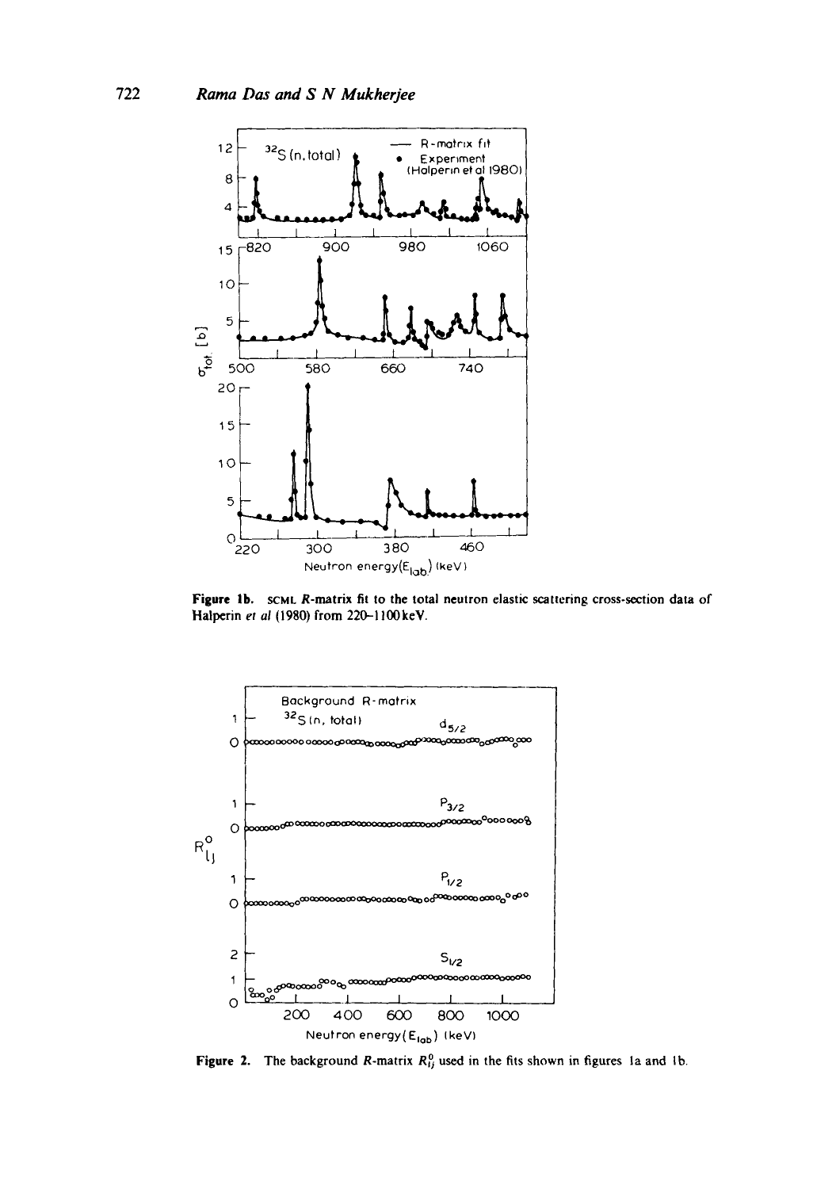12

$^{32}S$ (n, total)

— R-matrix fit

• Experiment (Halperin et al 1980)

8

4

15 820 900 980 1060

10

5

$\sigma_{tot}$ [b]

500 580 660 740

20

15

10

5

0 220 300 380 460

Neutron energy($E_{lab}$) (keV)

**Figure 1b.** SCML $R$-matrix fit to the total neutron elastic scattering cross-section data of Halperin *et al* (1980) from 220–1100 keV.

Background R-matrix

$^{32}S$ (n, total)

1

0

$d_{5/2}$

1

0

$p_{3/2}$

$R^0_{lj}$

1

0

$p_{1/2}$

2

1

0

$s_{1/2}$

200 400 600 800 1000

Neutron energy($E_{lab}$) (keV)

**Figure 2.** The background $R$-matrix $R^0_{lj}$ used in the fits shown in figures 1a and 1b.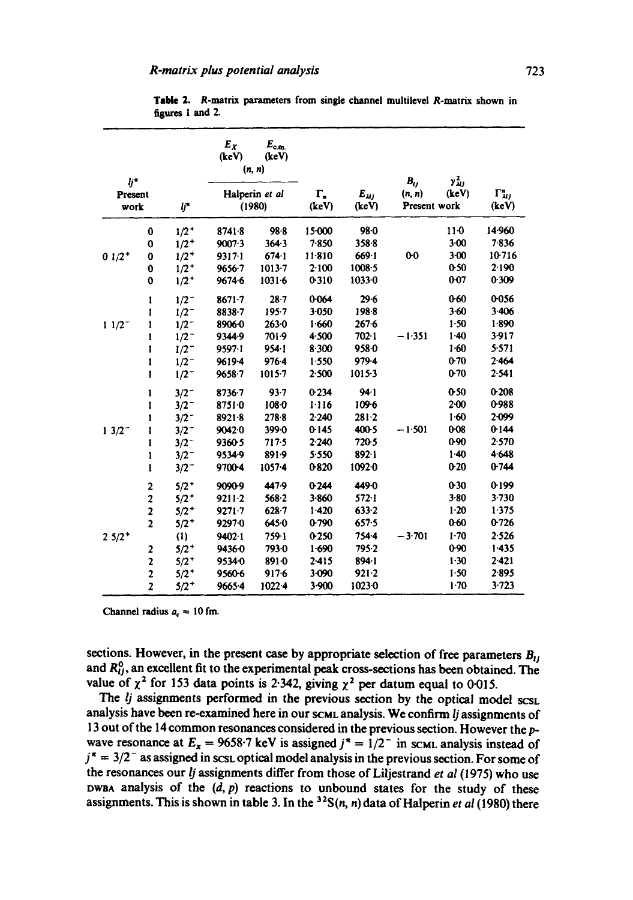**Table 2.** R-matrix parameters from single channel multilevel R-matrix shown in figures 1 and 2.

| $lj^\pi$ Present work | $l$ | $j^\pi$ | $E_X$ (keV) (n, n) Halperin *et al* (1980) | $E_{c.m.}$ (keV) | $\Gamma_n$ (keV) | $E_{\lambda lj}$ (keV) | $B_{lj}$ (n, n) Present work | $\gamma^2_{\lambda lj}$ (keV) | $\Gamma^n_{\lambda lj}$ (keV) |
|---|---|---|---|---|---|---|---|---|---|
| | 0 | $1/2^+$ | 8741·8 | 98·8 | 15·000 | 98·0 | | 11·0 | 14·960 |
| | 0 | $1/2^+$ | 9007·3 | 364·3 | 7·850 | 358·8 | | 3·00 | 7·836 |
| 0 $1/2^+$ | 0 | $1/2^+$ | 9317·1 | 674·1 | 11·810 | 669·1 | 0·0 | 3·00 | 10·716 |
| | 0 | $1/2^+$ | 9656·7 | 1013·7 | 2·100 | 1008·5 | | 0·50 | 2·190 |
| | 0 | $1/2^+$ | 9674·6 | 1031·6 | 0·310 | 1033·0 | | 0·07 | 0·309 |
| | 1 | $1/2^-$ | 8671·7 | 28·7 | 0·064 | 29·6 | | 0·60 | 0·056 |
| | 1 | $1/2^-$ | 8838·7 | 195·7 | 3·050 | 198·8 | | 3·60 | 3·406 |
| 1 $1/2^-$ | 1 | $1/2^-$ | 8906·0 | 263·0 | 1·660 | 267·6 | | 1·50 | 1·890 |
| | 1 | $1/2^-$ | 9344·9 | 701·9 | 4·500 | 702·1 | −1·351 | 1·40 | 3·917 |
| | 1 | $1/2^-$ | 9597·1 | 954·1 | 8·300 | 958·0 | | 1·60 | 5·571 |
| | 1 | $1/2^-$ | 9619·4 | 976·4 | 1·550 | 979·4 | | 0·70 | 2·464 |
| | 1 | $1/2^-$ | 9658·7 | 1015·7 | 2·500 | 1015·3 | | 0·70 | 2·541 |
| | 1 | $3/2^-$ | 8736·7 | 93·7 | 0·234 | 94·1 | | 0·50 | 0·208 |
| | 1 | $3/2^-$ | 8751·0 | 108·0 | 1·116 | 109·6 | | 2·00 | 0·988 |
| | 1 | $3/2^-$ | 8921·8 | 278·8 | 2·240 | 281·2 | | 1·60 | 2·099 |
| 1 $3/2^-$ | 1 | $3/2^-$ | 9042·0 | 399·0 | 0·145 | 400·5 | −1·501 | 0·08 | 0·144 |
| | 1 | $3/2^-$ | 9360·5 | 717·5 | 2·240 | 720·5 | | 0·90 | 2·570 |
| | 1 | $3/2^-$ | 9534·9 | 891·9 | 5·550 | 892·1 | | 1·40 | 4·648 |
| | 1 | $3/2^-$ | 9700·4 | 1057·4 | 0·820 | 1092·0 | | 0·20 | 0·744 |
| | 2 | $5/2^+$ | 9090·9 | 447·9 | 0·244 | 449·0 | | 0·30 | 0·199 |
| | 2 | $5/2^+$ | 9211·2 | 568·2 | 3·860 | 572·1 | | 3·80 | 3·730 |
| | 2 | $5/2^+$ | 9271·7 | 628·7 | 1·420 | 633·2 | | 1·20 | 1·375 |
| | 2 | $5/2^+$ | 9297·0 | 645·0 | 0·790 | 657·5 | | 0·60 | 0·726 |
| 2 $5/2^+$ | | (1) | 9402·1 | 759·1 | 0·250 | 754·4 | −3·701 | 1·70 | 2·526 |
| | 2 | $5/2^+$ | 9436·0 | 793·0 | 1·690 | 795·2 | | 0·90 | 1·435 |
| | 2 | $5/2^+$ | 9534·0 | 891·0 | 2·415 | 894·1 | | 1·30 | 2·421 |
| | 2 | $5/2^+$ | 9560·6 | 917·6 | 3·090 | 921·2 | | 1·50 | 2·895 |
| | 2 | $5/2^+$ | 9665·4 | 1022·4 | 3·900 | 1023·0 | | 1·70 | 3·723 |

Channel radius $a_c = 10$ fm.

sections. However, in the present case by appropriate selection of free parameters $B_{lj}$ and $R^0_{lj}$, an excellent fit to the experimental peak cross-sections has been obtained. The value of $\chi^2$ for 153 data points is 2·342, giving $\chi^2$ per datum equal to 0·015.

The $lj$ assignments performed in the previous section by the optical model SCSL analysis have been re-examined here in our SCML analysis. We confirm $lj$ assignments of 13 out of the 14 common resonances considered in the previous section. However the *p*-wave resonance at $E_x = 9658·7$ keV is assigned $j^\pi = 1/2^-$ in SCML analysis instead of $j^\pi = 3/2^-$ as assigned in SCSL optical model analysis in the previous section. For some of the resonances our $lj$ assignments differ from those of Liljestrand *et al* (1975) who use DWBA analysis of the (*d*, *p*) reactions to unbound states for the study of these assignments. This is shown in table 3. In the $^{32}S(n, n)$ data of Halperin *et al* (1980) there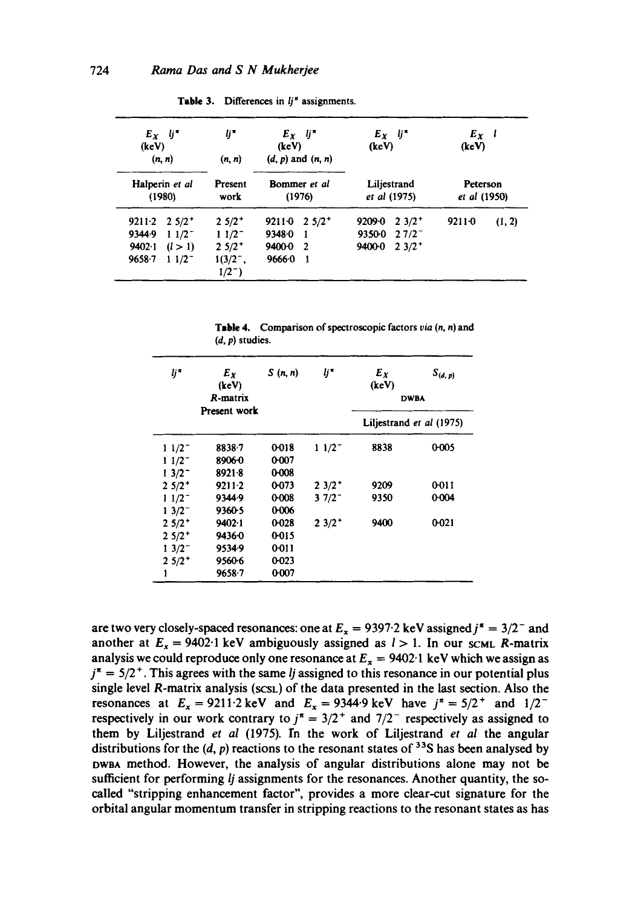**Table 3.** Differences in $lj^\pi$ assignments.

| $E_X$ (keV) $(n, n)$ | $lj^\pi$ | $lj^\pi$ $(n, n)$ | $E_X$ (keV) $(d, p)$ and $(n, n)$ | $lj^\pi$ | $E_X$ (keV) | $lj^\pi$ | $E_X$ (keV) | $l$ |
|---|---|---|---|---|---|---|---|---|
| Halperin *et al* (1980) | | Present work | Bommer *et al* (1976) | | Liljestrand *et al* (1975) | | Peterson *et al* (1950) | |
| 9211·2 | 2 $5/2^+$ | 2 $5/2^+$ | 9211·0 | 2 $5/2^+$ | 9209·0 | 2 $3/2^+$ | 9211·0 | (1, 2) |
| 9344·9 | 1 $1/2^-$ | 1 $1/2^-$ | 9348·0 | 1 | 9350·0 | 2 $7/2^-$ | | |
| 9402·1 | $(l > 1)$ | 2 $5/2^+$ | 9400·0 | 2 | 9400·0 | 2 $3/2^+$ | | |
| 9658·7 | 1 $1/2^-$ | 1($3/2^-$, $1/2^-$) | 9666·0 | 1 | | | | |

**Table 4.** Comparison of spectroscopic factors *via* $(n, n)$ and $(d, p)$ studies.

| $lj^\pi$ | $E_X$ (keV) *R*-matrix Present work | $S\ (n, n)$ | $lj^\pi$ | $E_X$ (keV) DWBA Liljestrand *et al* (1975) | $S_{(d, p)}$ |
|---|---|---|---|---|---|
| 1 $1/2^-$ | 8838·7 | 0·018 | 1 $1/2^-$ | 8838 | 0·005 |
| 1 $1/2^-$ | 8906·0 | 0·007 | | | |
| 1 $3/2^-$ | 8921·8 | 0·008 | | | |
| 2 $5/2^+$ | 9211·2 | 0·073 | 2 $3/2^+$ | 9209 | 0·011 |
| 1 $1/2^-$ | 9344·9 | 0·008 | 3 $7/2^-$ | 9350 | 0·004 |
| 1 $3/2^-$ | 9360·5 | 0·006 | | | |
| 2 $5/2^+$ | 9402·1 | 0·028 | 2 $3/2^+$ | 9400 | 0·021 |
| 2 $5/2^+$ | 9436·0 | 0·015 | | | |
| 1 $3/2^-$ | 9534·9 | 0·011 | | | |
| 2 $5/2^+$ | 9560·6 | 0·023 | | | |
| 1 | 9658·7 | 0·007 | | | |

are two very closely-spaced resonances: one at $E_x = 9397{\cdot}2$ keV assigned $j^\pi = 3/2^-$ and another at $E_x = 9402{\cdot}1$ keV ambiguously assigned as $l > 1$. In our SCML *R*-matrix analysis we could reproduce only one resonance at $E_x = 9402{\cdot}1$ keV which we assign as $j^\pi = 5/2^+$. This agrees with the same $lj$ assigned to this resonance in our potential plus single level *R*-matrix analysis (SCSL) of the data presented in the last section. Also the resonances at $E_x = 9211{\cdot}2$ keV and $E_x = 9344{\cdot}9$ keV have $j^\pi = 5/2^+$ and $1/2^-$ respectively in our work contrary to $j^\pi = 3/2^+$ and $7/2^-$ respectively as assigned to them by Liljestrand *et al* (1975). In the work of Liljestrand *et al* the angular distributions for the $(d, p)$ reactions to the resonant states of $^{33}S$ has been analysed by DWBA method. However, the analysis of angular distributions alone may not be sufficient for performing $lj$ assignments for the resonances. Another quantity, the so-called "stripping enhancement factor", provides a more clear-cut signature for the orbital angular momentum transfer in stripping reactions to the resonant states as has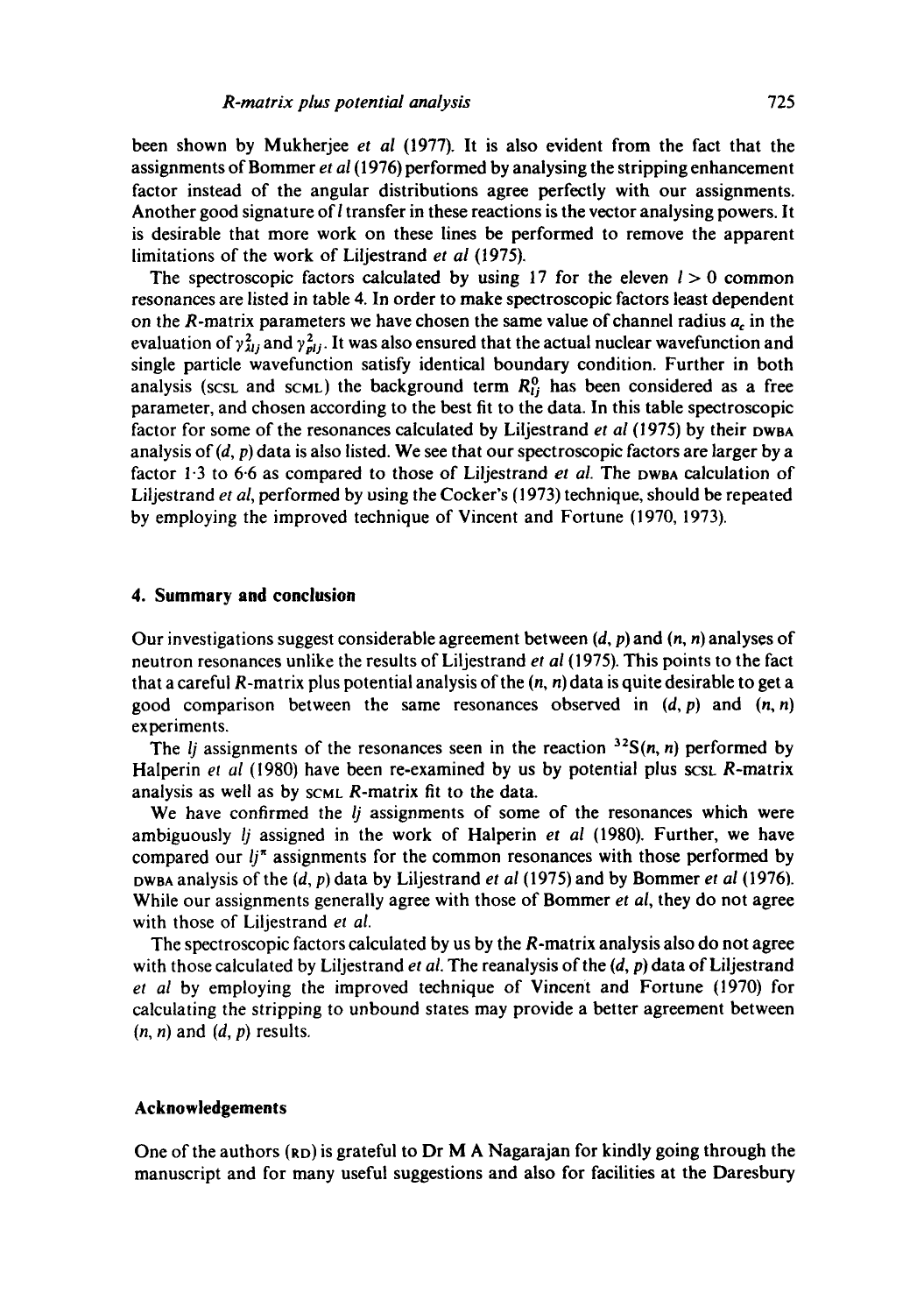been shown by Mukherjee *et al* (1977). It is also evident from the fact that the assignments of Bommer *et al* (1976) performed by analysing the stripping enhancement factor instead of the angular distributions agree perfectly with our assignments. Another good signature of $l$ transfer in these reactions is the vector analysing powers. It is desirable that more work on these lines be performed to remove the apparent limitations of the work of Liljestrand *et al* (1975).

The spectroscopic factors calculated by using 17 for the eleven $l > 0$ common resonances are listed in table 4. In order to make spectroscopic factors least dependent on the $R$-matrix parameters we have chosen the same value of channel radius $a_c$ in the evaluation of $\gamma^2_{\lambda lj}$ and $\gamma^2_{plj}$. It was also ensured that the actual nuclear wavefunction and single particle wavefunction satisfy identical boundary condition. Further in both analysis (SCSL and SCML) the background term $R^0_{lj}$ has been considered as a free parameter, and chosen according to the best fit to the data. In this table spectroscopic factor for some of the resonances calculated by Liljestrand *et al* (1975) by their DWBA analysis of $(d, p)$ data is also listed. We see that our spectroscopic factors are larger by a factor 1·3 to 6·6 as compared to those of Liljestrand *et al.* The DWBA calculation of Liljestrand *et al*, performed by using the Cocker's (1973) technique, should be repeated by employing the improved technique of Vincent and Fortune (1970, 1973).

## 4. Summary and conclusion

Our investigations suggest considerable agreement between $(d, p)$ and $(n, n)$ analyses of neutron resonances unlike the results of Liljestrand *et al* (1975). This points to the fact that a careful $R$-matrix plus potential analysis of the $(n, n)$ data is quite desirable to get a good comparison between the same resonances observed in $(d, p)$ and $(n, n)$ experiments.

The $lj$ assignments of the resonances seen in the reaction $^{32}S(n, n)$ performed by Halperin *et al* (1980) have been re-examined by us by potential plus SCSL $R$-matrix analysis as well as by SCML $R$-matrix fit to the data.

We have confirmed the $lj$ assignments of some of the resonances which were ambiguously $lj$ assigned in the work of Halperin *et al* (1980). Further, we have compared our $lj^\pi$ assignments for the common resonances with those performed by DWBA analysis of the $(d, p)$ data by Liljestrand *et al* (1975) and by Bommer *et al* (1976). While our assignments generally agree with those of Bommer *et al*, they do not agree with those of Liljestrand *et al.*

The spectroscopic factors calculated by us by the $R$-matrix analysis also do not agree with those calculated by Liljestrand *et al.* The reanalysis of the $(d, p)$ data of Liljestrand *et al* by employing the improved technique of Vincent and Fortune (1970) for calculating the stripping to unbound states may provide a better agreement between $(n, n)$ and $(d, p)$ results.

### Acknowledgements

One of the authors (RD) is grateful to Dr M A Nagarajan for kindly going through the manuscript and for many useful suggestions and also for facilities at the Daresbury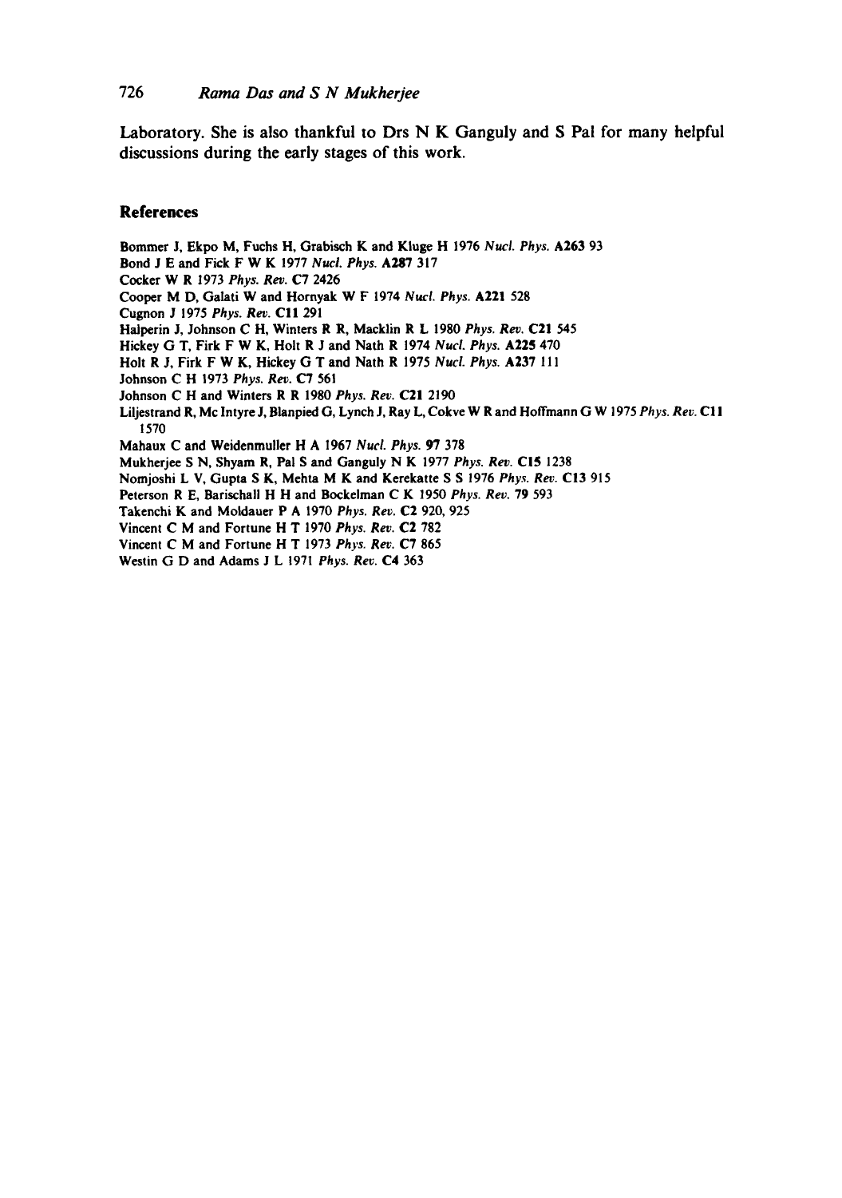Laboratory. She is also thankful to Drs N K Ganguly and S Pal for many helpful discussions during the early stages of this work.

## References

Bommer J, Ekpo M, Fuchs H, Grabisch K and Kluge H 1976 *Nucl. Phys.* **A263** 93

Bond J E and Fick F W K 1977 *Nucl. Phys.* **A287** 317

Cocker W R 1973 *Phys. Rev.* **C7** 2426

Cooper M D, Galati W and Hornyak W F 1974 *Nucl. Phys.* **A221** 528

Cugnon J 1975 *Phys. Rev.* **C11** 291

Halperin J, Johnson C H, Winters R R, Macklin R L 1980 *Phys. Rev.* **C21** 545

Hickey G T, Firk F W K, Holt R J and Nath R 1974 *Nucl. Phys.* **A225** 470

Holt R J, Firk F W K, Hickey G T and Nath R 1975 *Nucl. Phys.* **A237** 111

Johnson C H 1973 *Phys. Rev.* **C7** 561

Johnson C H and Winters R R 1980 *Phys. Rev.* **C21** 2190

Liljestrand R, Mc Intyre J, Blanpied G, Lynch J, Ray L, Cokve W R and Hoffmann G W 1975 *Phys. Rev.* **C11** 1570

Mahaux C and Weidenmuller H A 1967 *Nucl. Phys.* **97** 378

Mukherjee S N, Shyam R, Pal S and Ganguly N K 1977 *Phys. Rev.* **C15** 1238

Nomjoshi L V, Gupta S K, Mehta M K and Kerekatte S S 1976 *Phys. Rev.* **C13** 915

Peterson R E, Barischall H H and Bockelman C K 1950 *Phys. Rev.* **79** 593

Takenchi K and Moldauer P A 1970 *Phys. Rev.* **C2** 920, 925

Vincent C M and Fortune H T 1970 *Phys. Rev.* **C2** 782

Vincent C M and Fortune H T 1973 *Phys. Rev.* **C7** 865

Westin G D and Adams J L 1971 *Phys. Rev.* **C4** 363